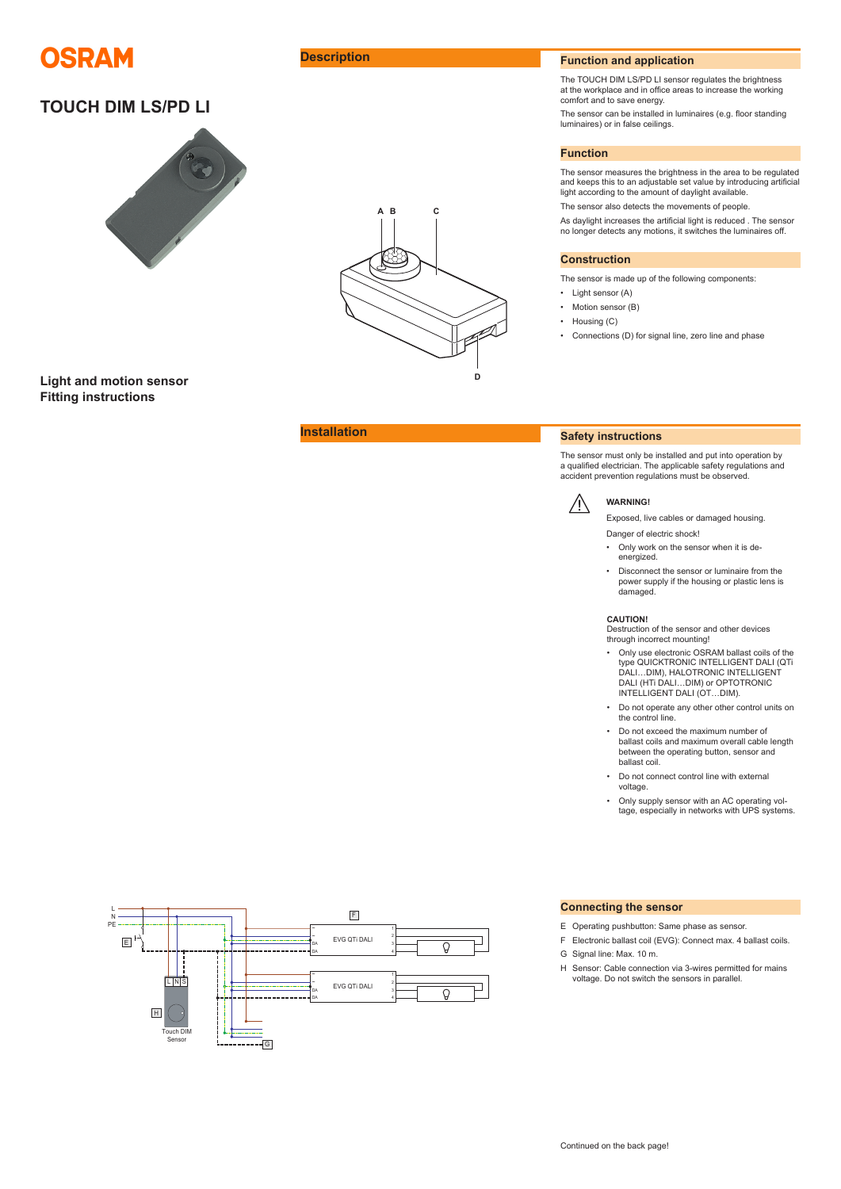# OSRAM

# TOUCH DIM LS/PD LI

## Light and motion sensor
## Fitting instructions

## Description

A B C

D

## Function and application

The TOUCH DIM LS/PD LI sensor regulates the brightness at the workplace and in office areas to increase the working comfort and to save energy.

The sensor can be installed in luminaires (e.g. floor standing luminaires) or in false ceilings.

## Function

The sensor measures the brightness in the area to be regulated and keeps this to an adjustable set value by introducing artificial light according to the amount of daylight available.

The sensor also detects the movements of people.

As daylight increases the artificial light is reduced . The sensor no longer detects any motions, it switches the luminaires off.

## Construction

The sensor is made up of the following components:

- Light sensor (A)
- Motion sensor (B)
- Housing (C)
- Connections (D) for signal line, zero line and phase

## Installation

## Safety instructions

The sensor must only be installed and put into operation by a qualified electrician. The applicable safety regulations and accident prevention regulations must be observed.

**WARNING!**

Exposed, live cables or damaged housing.

Danger of electric shock!

- Only work on the sensor when it is de-energized.
- Disconnect the sensor or luminaire from the power supply if the housing or plastic lens is damaged.

**CAUTION!**
Destruction of the sensor and other devices through incorrect mounting!

- Only use electronic OSRAM ballast coils of the type QUICKTRONIC INTELLIGENT DALI (QTi DALI…DIM), HALOTRONIC INTELLIGENT DALI (HTi DALI…DIM) or OPTOTRONIC INTELLIGENT DALI (OT…DIM).
- Do not operate any other other control units on the control line.
- Do not exceed the maximum number of ballast coils and maximum overall cable length between the operating button, sensor and ballast coil.
- Do not connect control line with external voltage.
- Only supply sensor with an AC operating voltage, especially in networks with UPS systems.

L
N
PE

E

F

EVG QTi DALI

EVG QTi DALI

H

Touch DIM Sensor

G

## Connecting the sensor

- E Operating pushbutton: Same phase as sensor.
- F Electronic ballast coil (EVG): Connect max. 4 ballast coils.
- G Signal line: Max. 10 m.
- H Sensor: Cable connection via 3-wires permitted for mains voltage. Do not switch the sensors in parallel.

Continued on the back page!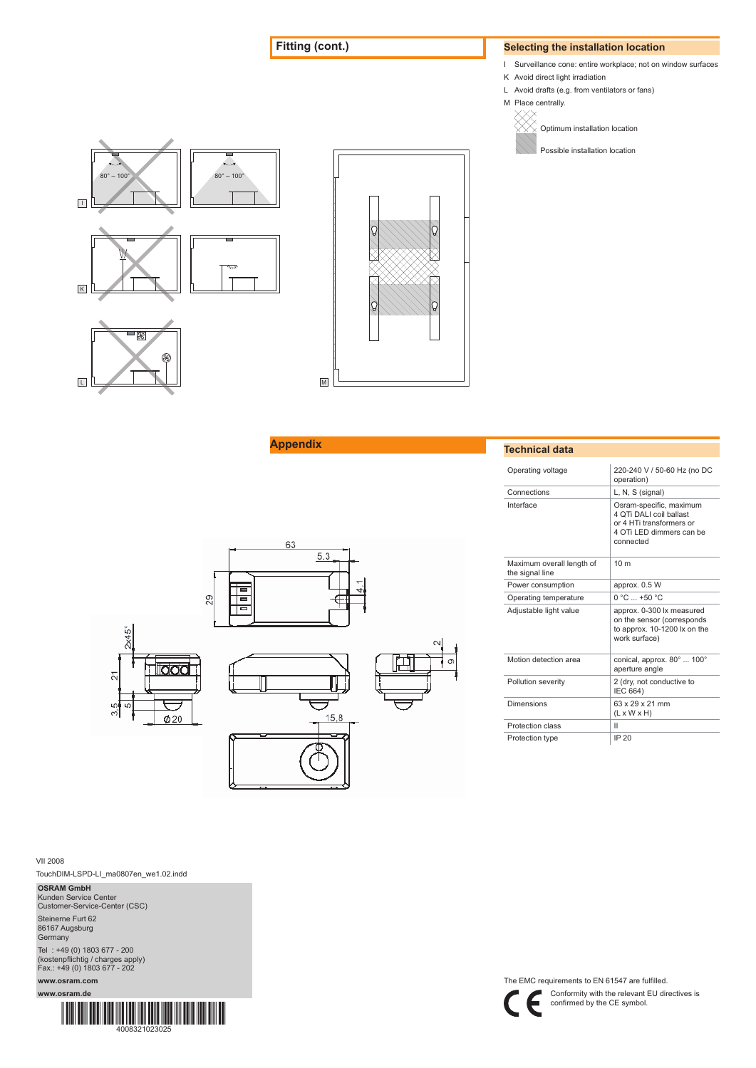## Fitting (cont.)

## Selecting the installation location

I Surveillance cone: entire workplace; not on window surfaces

K Avoid direct light irradiation

L Avoid drafts (e.g. from ventilators or fans)

M Place centrally.

Optimum installation location

Possible installation location

80° – 100°

80° – 100°

I

K

L

M

## Appendix

63

5,3

29

4,1

2x45°

21

3,5

5

Ø20

15,8

2

9

## Technical data

| | |
|---|---|
| Operating voltage | 220-240 V / 50-60 Hz (no DC operation) |
| Connections | L, N, S (signal) |
| Interface | Osram-specific, maximum 4 QTi DALI coil ballast or 4 HTi transformers or 4 OTi LED dimmers can be connected |
| Maximum overall length of the signal line | 10 m |
| Power consumption | approx. 0.5 W |
| Operating temperature | 0 °C ... +50 °C |
| Adjustable light value | approx. 0-300 lx measured on the sensor (corresponds to approx. 10-1200 lx on the work surface) |
| Motion detection area | conical, approx. 80° ... 100° aperture angle |
| Pollution severity | 2 (dry, not conductive to IEC 664) |
| Dimensions | 63 x 29 x 21 mm (L x W x H) |
| Protection class | II |
| Protection type | IP 20 |

VII 2008

TouchDIM-LSPD-LI_ma0807en_we1.02.indd

**OSRAM GmbH**
Kunden Service Center
Customer-Service-Center (CSC)

Steinerne Furt 62
86167 Augsburg
Germany

Tel : +49 (0) 1803 677 - 200
(kostenpflichtig / charges apply)
Fax.: +49 (0) 1803 677 - 202

**www.osram.com**

**www.osram.de**

4008321023025

The EMC requirements to EN 61547 are fulfilled.

Conformity with the relevant EU directives is confirmed by the CE symbol.